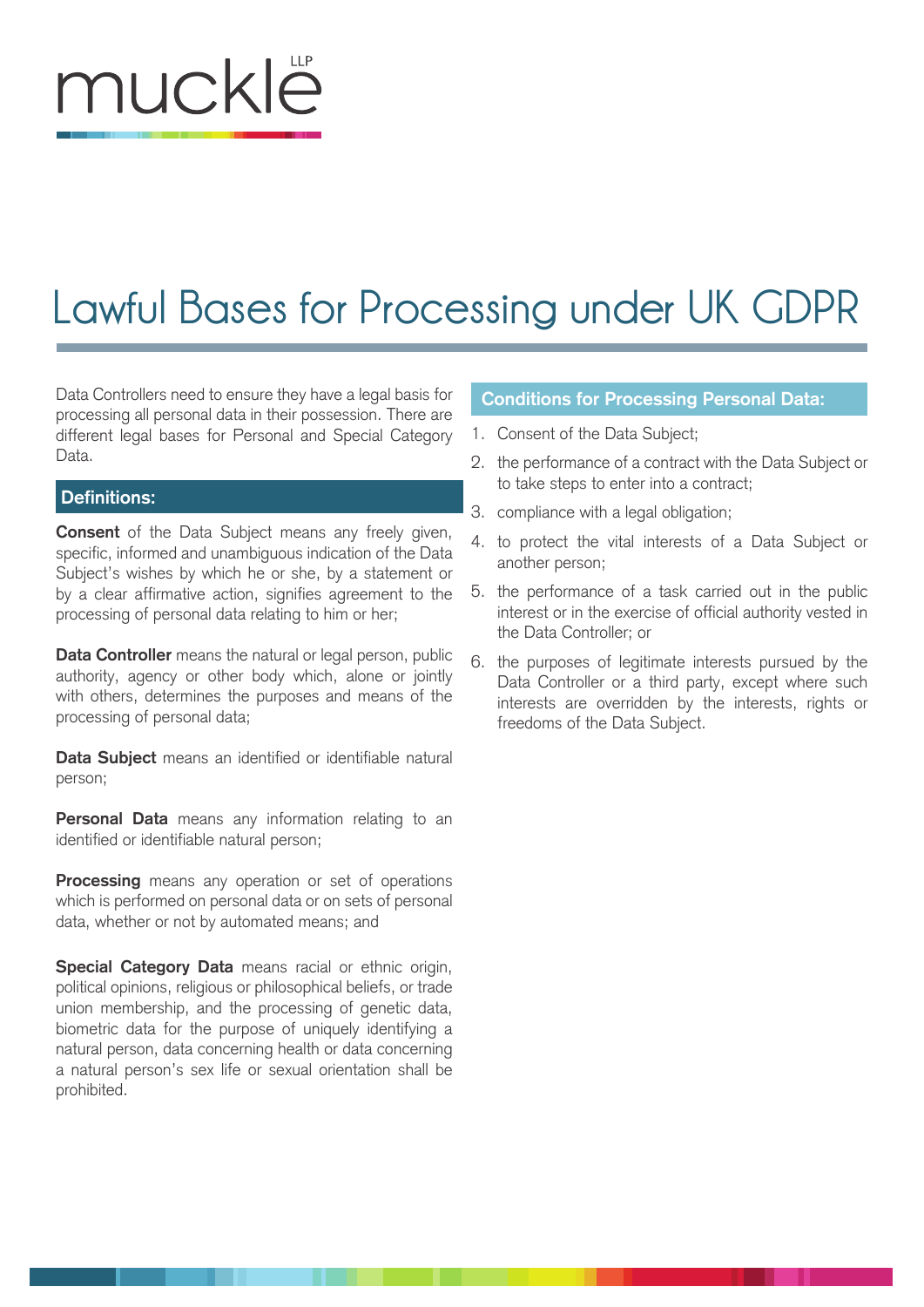muckle LLP

# Lawful Bases for Processing under UK GDPR

Data Controllers need to ensure they have a legal basis for processing all personal data in their possession. There are different legal bases for Personal and Special Category Data.

## Definitions:

**Consent** of the Data Subject means any freely given, specific, informed and unambiguous indication of the Data Subject's wishes by which he or she, by a statement or by a clear affirmative action, signifies agreement to the processing of personal data relating to him or her;

**Data Controller** means the natural or legal person, public authority, agency or other body which, alone or jointly with others, determines the purposes and means of the processing of personal data;

**Data Subject** means an identified or identifiable natural person;

**Personal Data** means any information relating to an identified or identifiable natural person;

**Processing** means any operation or set of operations which is performed on personal data or on sets of personal data, whether or not by automated means; and

**Special Category Data** means racial or ethnic origin, political opinions, religious or philosophical beliefs, or trade union membership, and the processing of genetic data, biometric data for the purpose of uniquely identifying a natural person, data concerning health or data concerning a natural person's sex life or sexual orientation shall be prohibited.

## Conditions for Processing Personal Data:

1. Consent of the Data Subject;
2. the performance of a contract with the Data Subject or to take steps to enter into a contract;
3. compliance with a legal obligation;
4. to protect the vital interests of a Data Subject or another person;
5. the performance of a task carried out in the public interest or in the exercise of official authority vested in the Data Controller; or
6. the purposes of legitimate interests pursued by the Data Controller or a third party, except where such interests are overridden by the interests, rights or freedoms of the Data Subject.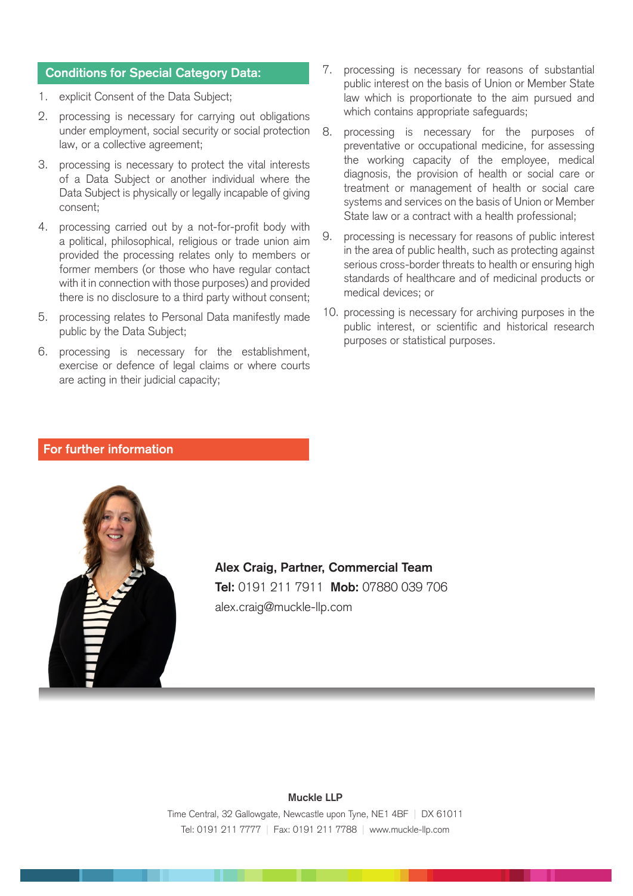## Conditions for Special Category Data:

1. explicit Consent of the Data Subject;
2. processing is necessary for carrying out obligations under employment, social security or social protection law, or a collective agreement;
3. processing is necessary to protect the vital interests of a Data Subject or another individual where the Data Subject is physically or legally incapable of giving consent;
4. processing carried out by a not-for-profit body with a political, philosophical, religious or trade union aim provided the processing relates only to members or former members (or those who have regular contact with it in connection with those purposes) and provided there is no disclosure to a third party without consent;
5. processing relates to Personal Data manifestly made public by the Data Subject;
6. processing is necessary for the establishment, exercise or defence of legal claims or where courts are acting in their judicial capacity;
7. processing is necessary for reasons of substantial public interest on the basis of Union or Member State law which is proportionate to the aim pursued and which contains appropriate safeguards;
8. processing is necessary for the purposes of preventative or occupational medicine, for assessing the working capacity of the employee, medical diagnosis, the provision of health or social care or treatment or management of health or social care systems and services on the basis of Union or Member State law or a contract with a health professional;
9. processing is necessary for reasons of public interest in the area of public health, such as protecting against serious cross-border threats to health or ensuring high standards of healthcare and of medicinal products or medical devices; or
10. processing is necessary for archiving purposes in the public interest, or scientific and historical research purposes or statistical purposes.

## For further information

**Alex Craig, Partner, Commercial Team**
**Tel:** 0191 211 7911 **Mob:** 07880 039 706
alex.craig@muckle-llp.com

**Muckle LLP**
Time Central, 32 Gallowgate, Newcastle upon Tyne, NE1 4BF | DX 61011
Tel: 0191 211 7777 | Fax: 0191 211 7788 | www.muckle-llp.com